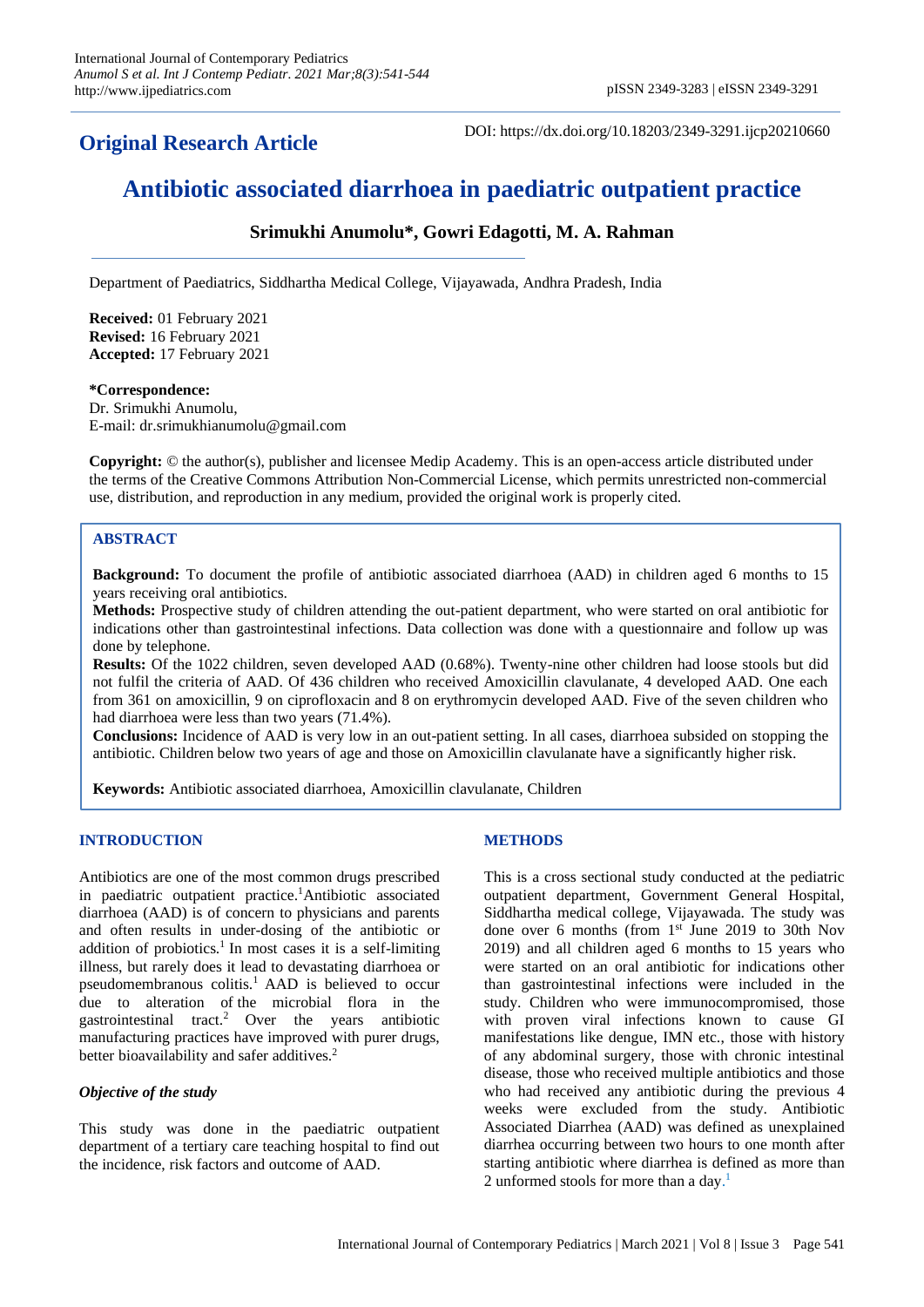## Original Research Article

DOI: https://dx.doi.org/10.18203/2349-3291.ijcp20210660

# Antibiotic associated diarrhoea in paediatric outpatient practice

**Srimukhi Anumolu\*, Gowri Edagotti, M. A. Rahman**

Department of Paediatrics, Siddhartha Medical College, Vijayawada, Andhra Pradesh, India

**Received:** 01 February 2021
**Revised:** 16 February 2021
**Accepted:** 17 February 2021

**\*Correspondence:**
Dr. Srimukhi Anumolu,
E-mail: dr.srimukhianumolu@gmail.com

**Copyright:** © the author(s), publisher and licensee Medip Academy. This is an open-access article distributed under the terms of the Creative Commons Attribution Non-Commercial License, which permits unrestricted non-commercial use, distribution, and reproduction in any medium, provided the original work is properly cited.

## ABSTRACT

**Background:** To document the profile of antibiotic associated diarrhoea (AAD) in children aged 6 months to 15 years receiving oral antibiotics.

**Methods:** Prospective study of children attending the out-patient department, who were started on oral antibiotic for indications other than gastrointestinal infections. Data collection was done with a questionnaire and follow up was done by telephone.

**Results:** Of the 1022 children, seven developed AAD (0.68%). Twenty-nine other children had loose stools but did not fulfil the criteria of AAD. Of 436 children who received Amoxicillin clavulanate, 4 developed AAD. One each from 361 on amoxicillin, 9 on ciprofloxacin and 8 on erythromycin developed AAD. Five of the seven children who had diarrhoea were less than two years (71.4%).

**Conclusions:** Incidence of AAD is very low in an out-patient setting. In all cases, diarrhoea subsided on stopping the antibiotic. Children below two years of age and those on Amoxicillin clavulanate have a significantly higher risk.

**Keywords:** Antibiotic associated diarrhoea, Amoxicillin clavulanate, Children

## INTRODUCTION

Antibiotics are one of the most common drugs prescribed in paediatric outpatient practice.[1] Antibiotic associated diarrhoea (AAD) is of concern to physicians and parents and often results in under-dosing of the antibiotic or addition of probiotics.[1] In most cases it is a self-limiting illness, but rarely does it lead to devastating diarrhoea or pseudomembranous colitis.[1] AAD is believed to occur due to alteration of the microbial flora in the gastrointestinal tract.[2] Over the years antibiotic manufacturing practices have improved with purer drugs, better bioavailability and safer additives.[2]

### *Objective of the study*

This study was done in the paediatric outpatient department of a tertiary care teaching hospital to find out the incidence, risk factors and outcome of AAD.

## METHODS

This is a cross sectional study conducted at the pediatric outpatient department, Government General Hospital, Siddhartha medical college, Vijayawada. The study was done over 6 months (from 1st June 2019 to 30th Nov 2019) and all children aged 6 months to 15 years who were started on an oral antibiotic for indications other than gastrointestinal infections were included in the study. Children who were immunocompromised, those with proven viral infections known to cause GI manifestations like dengue, IMN etc., those with history of any abdominal surgery, those with chronic intestinal disease, those who received multiple antibiotics and those who had received any antibiotic during the previous 4 weeks were excluded from the study. Antibiotic Associated Diarrhea (AAD) was defined as unexplained diarrhea occurring between two hours to one month after starting antibiotic where diarrhea is defined as more than 2 unformed stools for more than a day.[1]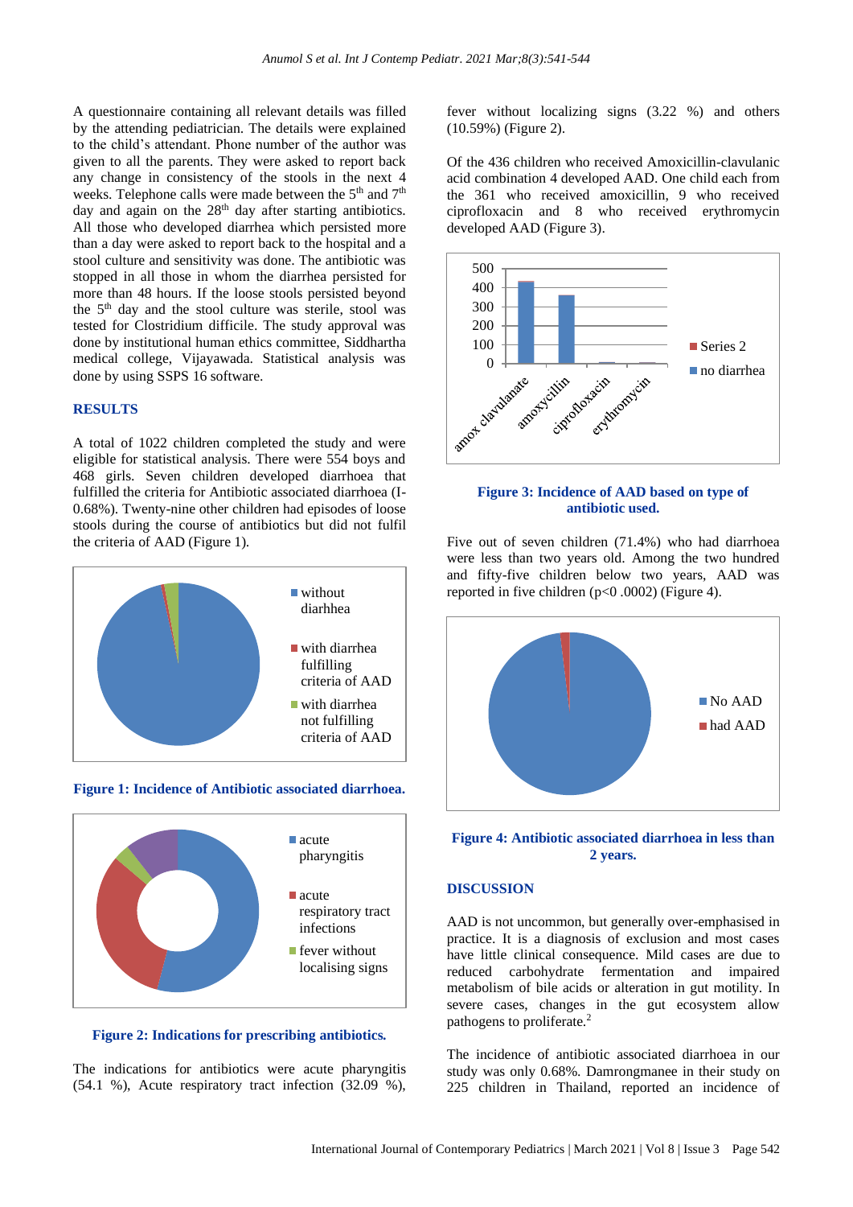A questionnaire containing all relevant details was filled by the attending pediatrician. The details were explained to the child's attendant. Phone number of the author was given to all the parents. They were asked to report back any change in consistency of the stools in the next 4 weeks. Telephone calls were made between the 5th and 7th day and again on the 28th day after starting antibiotics. All those who developed diarrhea which persisted more than a day were asked to report back to the hospital and a stool culture and sensitivity was done. The antibiotic was stopped in all those in whom the diarrhea persisted for more than 48 hours. If the loose stools persisted beyond the 5th day and the stool culture was sterile, stool was tested for Clostridium difficile. The study approval was done by institutional human ethics committee, Siddhartha medical college, Vijayawada. Statistical analysis was done by using SSPS 16 software.

## RESULTS

A total of 1022 children completed the study and were eligible for statistical analysis. There were 554 boys and 468 girls. Seven children developed diarrhoea that fulfilled the criteria for Antibiotic associated diarrhoea (I-0.68%). Twenty-nine other children had episodes of loose stools during the course of antibiotics but did not fulfil the criteria of AAD (Figure 1).

**Figure 1: Incidence of Antibiotic associated diarrhoea.**

**Figure 2: Indications for prescribing antibiotics.**

The indications for antibiotics were acute pharyngitis (54.1 %), Acute respiratory tract infection (32.09 %), fever without localizing signs (3.22 %) and others (10.59%) (Figure 2).

Of the 436 children who received Amoxicillin-clavulanic acid combination 4 developed AAD. One child each from the 361 who received amoxicillin, 9 who received ciprofloxacin and 8 who received erythromycin developed AAD (Figure 3).

**Figure 3: Incidence of AAD based on type of antibiotic used.**

Five out of seven children (71.4%) who had diarrhoea were less than two years old. Among the two hundred and fifty-five children below two years, AAD was reported in five children ($p<0.0002$) (Figure 4).

**Figure 4: Antibiotic associated diarrhoea in less than 2 years.**

## DISCUSSION

AAD is not uncommon, but generally over-emphasised in practice. It is a diagnosis of exclusion and most cases have little clinical consequence. Mild cases are due to reduced carbohydrate fermentation and impaired metabolism of bile acids or alteration in gut motility. In severe cases, changes in the gut ecosystem allow pathogens to proliferate.[2]

The incidence of antibiotic associated diarrhoea in our study was only 0.68%. Damrongmanee in their study on 225 children in Thailand, reported an incidence of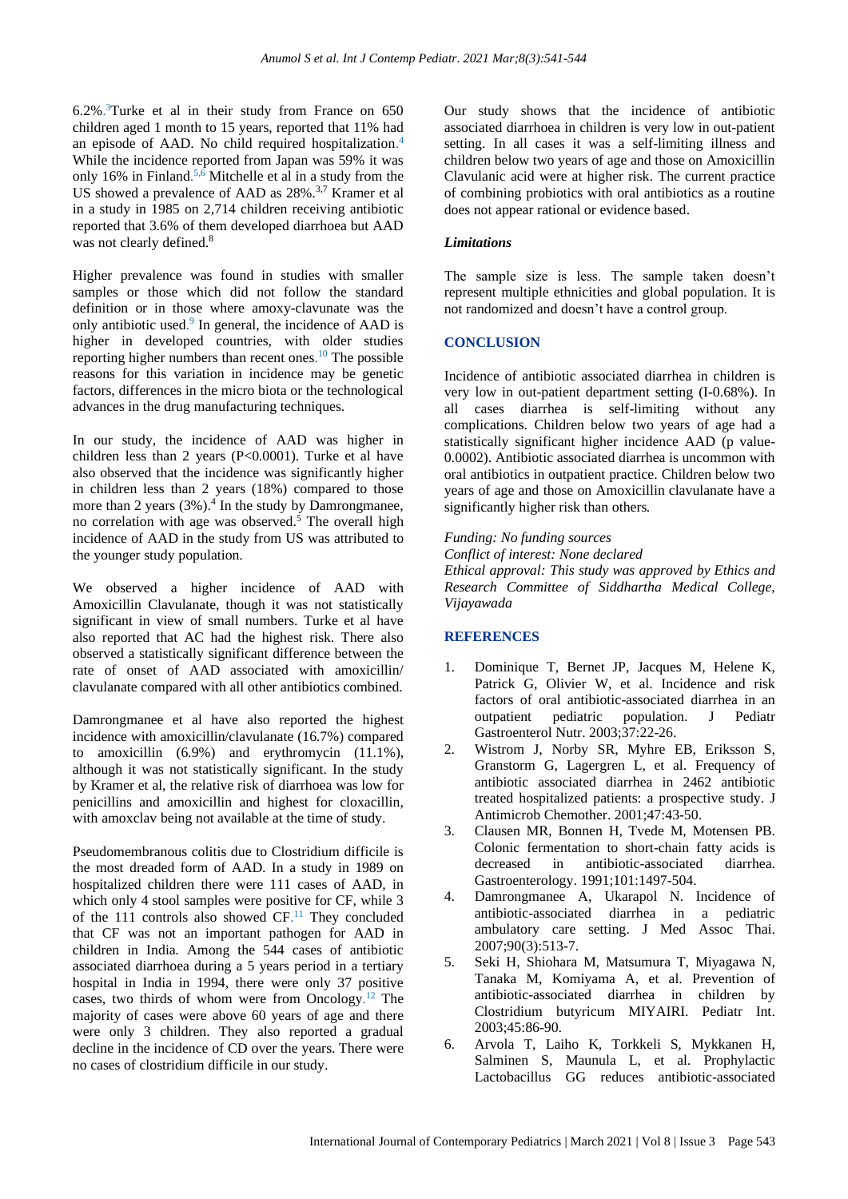6.2%.[3] Turke et al in their study from France on 650 children aged 1 month to 15 years, reported that 11% had an episode of AAD. No child required hospitalization.[4] While the incidence reported from Japan was 59% it was only 16% in Finland.[5,6] Mitchelle et al in a study from the US showed a prevalence of AAD as 28%.[3,7] Kramer et al in a study in 1985 on 2,714 children receiving antibiotic reported that 3.6% of them developed diarrhoea but AAD was not clearly defined.[8]

Higher prevalence was found in studies with smaller samples or those which did not follow the standard definition or in those where amoxy-clavunate was the only antibiotic used.[9] In general, the incidence of AAD is higher in developed countries, with older studies reporting higher numbers than recent ones.[10] The possible reasons for this variation in incidence may be genetic factors, differences in the micro biota or the technological advances in the drug manufacturing techniques.

In our study, the incidence of AAD was higher in children less than 2 years ($P<0.0001$). Turke et al have also observed that the incidence was significantly higher in children less than 2 years (18%) compared to those more than 2 years (3%).[4] In the study by Damrongmanee, no correlation with age was observed.[5] The overall high incidence of AAD in the study from US was attributed to the younger study population.

We observed a higher incidence of AAD with Amoxicillin Clavulanate, though it was not statistically significant in view of small numbers. Turke et al have also reported that AC had the highest risk. There also observed a statistically significant difference between the rate of onset of AAD associated with amoxicillin/ clavulanate compared with all other antibiotics combined.

Damrongmanee et al have also reported the highest incidence with amoxicillin/clavulanate (16.7%) compared to amoxicillin (6.9%) and erythromycin (11.1%), although it was not statistically significant. In the study by Kramer et al, the relative risk of diarrhoea was low for penicillins and amoxicillin and highest for cloxacillin, with amoxclav being not available at the time of study.

Pseudomembranous colitis due to Clostridium difficile is the most dreaded form of AAD. In a study in 1989 on hospitalized children there were 111 cases of AAD, in which only 4 stool samples were positive for CF, while 3 of the 111 controls also showed CF.[11] They concluded that CF was not an important pathogen for AAD in children in India. Among the 544 cases of antibiotic associated diarrhoea during a 5 years period in a tertiary hospital in India in 1994, there were only 37 positive cases, two thirds of whom were from Oncology.[12] The majority of cases were above 60 years of age and there were only 3 children. They also reported a gradual decline in the incidence of CD over the years. There were no cases of clostridium difficile in our study.

Our study shows that the incidence of antibiotic associated diarrhoea in children is very low in out-patient setting. In all cases it was a self-limiting illness and children below two years of age and those on Amoxicillin Clavulanic acid were at higher risk. The current practice of combining probiotics with oral antibiotics as a routine does not appear rational or evidence based.

### *Limitations*

The sample size is less. The sample taken doesn't represent multiple ethnicities and global population. It is not randomized and doesn't have a control group.

## CONCLUSION

Incidence of antibiotic associated diarrhea in children is very low in out-patient department setting (I-0.68%). In all cases diarrhea is self-limiting without any complications. Children below two years of age had a statistically significant higher incidence AAD (p value-0.0002). Antibiotic associated diarrhea is uncommon with oral antibiotics in outpatient practice. Children below two years of age and those on Amoxicillin clavulanate have a significantly higher risk than others.

*Funding: No funding sources*
*Conflict of interest: None declared*
*Ethical approval: This study was approved by Ethics and Research Committee of Siddhartha Medical College, Vijayawada*

## REFERENCES

1. Dominique T, Bernet JP, Jacques M, Helene K, Patrick G, Olivier W, et al. Incidence and risk factors of oral antibiotic-associated diarrhea in an outpatient pediatric population. J Pediatr Gastroenterol Nutr. 2003;37:22-26.
2. Wistrom J, Norby SR, Myhre EB, Eriksson S, Granstorm G, Lagergren L, et al. Frequency of antibiotic associated diarrhea in 2462 antibiotic treated hospitalized patients: a prospective study. J Antimicrob Chemother. 2001;47:43-50.
3. Clausen MR, Bonnen H, Tvede M, Motensen PB. Colonic fermentation to short-chain fatty acids is decreased in antibiotic-associated diarrhea. Gastroenterology. 1991;101:1497-504.
4. Damrongmanee A, Ukarapol N. Incidence of antibiotic-associated diarrhea in a pediatric ambulatory care setting. J Med Assoc Thai. 2007;90(3):513-7.
5. Seki H, Shiohara M, Matsumura T, Miyagawa N, Tanaka M, Komiyama A, et al. Prevention of antibiotic-associated diarrhea in children by Clostridium butyricum MIYAIRI. Pediatr Int. 2003;45:86-90.
6. Arvola T, Laiho K, Torkkeli S, Mykkanen H, Salminen S, Maunula L, et al. Prophylactic Lactobacillus GG reduces antibiotic-associated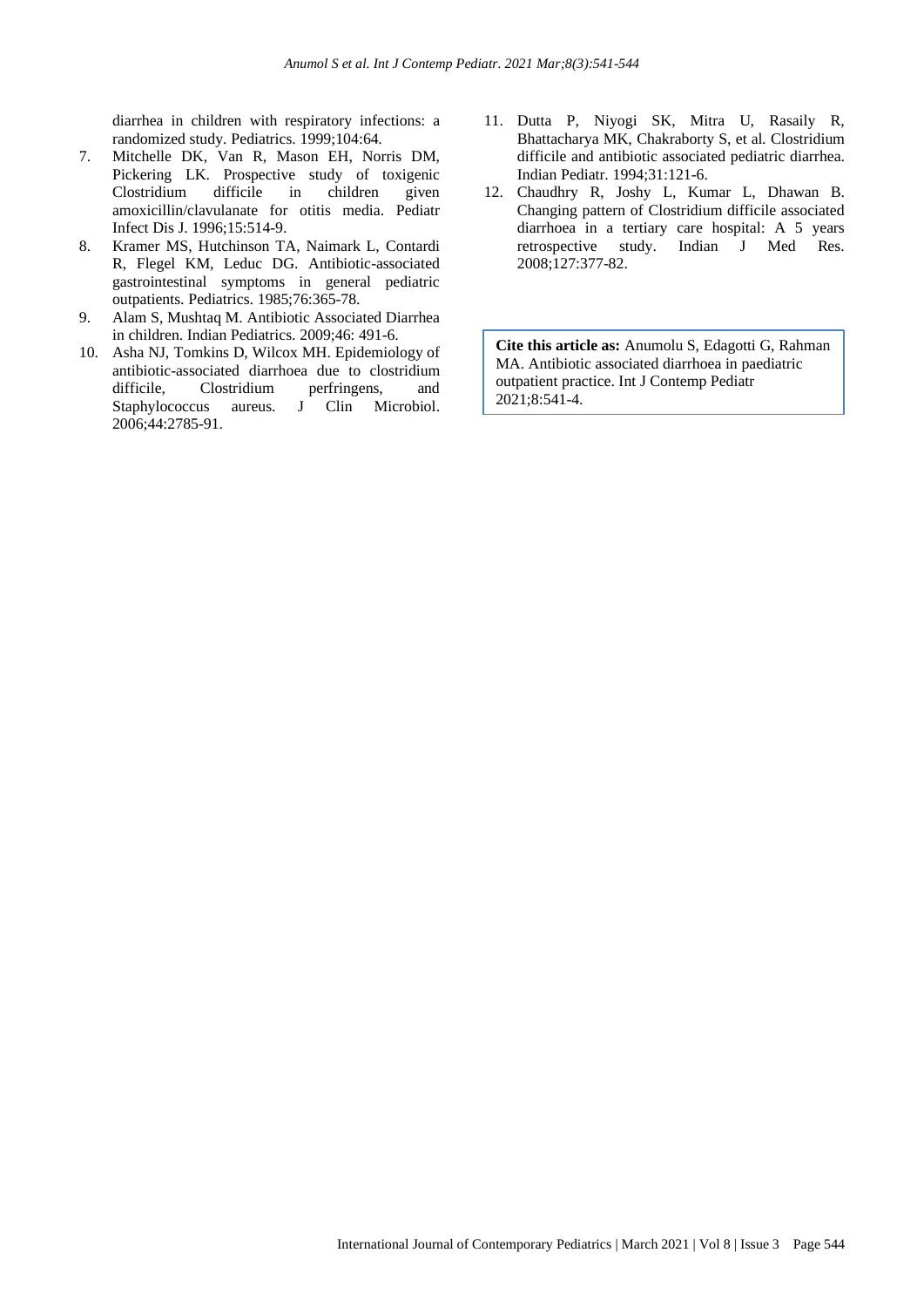diarrhea in children with respiratory infections: a randomized study. Pediatrics. 1999;104:64.

7. Mitchelle DK, Van R, Mason EH, Norris DM, Pickering LK. Prospective study of toxigenic Clostridium difficile in children given amoxicillin/clavulanate for otitis media. Pediatr Infect Dis J. 1996;15:514-9.
8. Kramer MS, Hutchinson TA, Naimark L, Contardi R, Flegel KM, Leduc DG. Antibiotic-associated gastrointestinal symptoms in general pediatric outpatients. Pediatrics. 1985;76:365-78.
9. Alam S, Mushtaq M. Antibiotic Associated Diarrhea in children. Indian Pediatrics. 2009;46: 491-6.
10. Asha NJ, Tomkins D, Wilcox MH. Epidemiology of antibiotic-associated diarrhoea due to clostridium difficile, Clostridium perfringens, and Staphylococcus aureus. J Clin Microbiol. 2006;44:2785-91.
11. Dutta P, Niyogi SK, Mitra U, Rasaily R, Bhattacharya MK, Chakraborty S, et al. Clostridium difficile and antibiotic associated pediatric diarrhea. Indian Pediatr. 1994;31:121-6.
12. Chaudhry R, Joshy L, Kumar L, Dhawan B. Changing pattern of Clostridium difficile associated diarrhoea in a tertiary care hospital: A 5 years retrospective study. Indian J Med Res. 2008;127:377-82.

**Cite this article as:** Anumolu S, Edagotti G, Rahman MA. Antibiotic associated diarrhoea in paediatric outpatient practice. Int J Contemp Pediatr 2021;8:541-4.